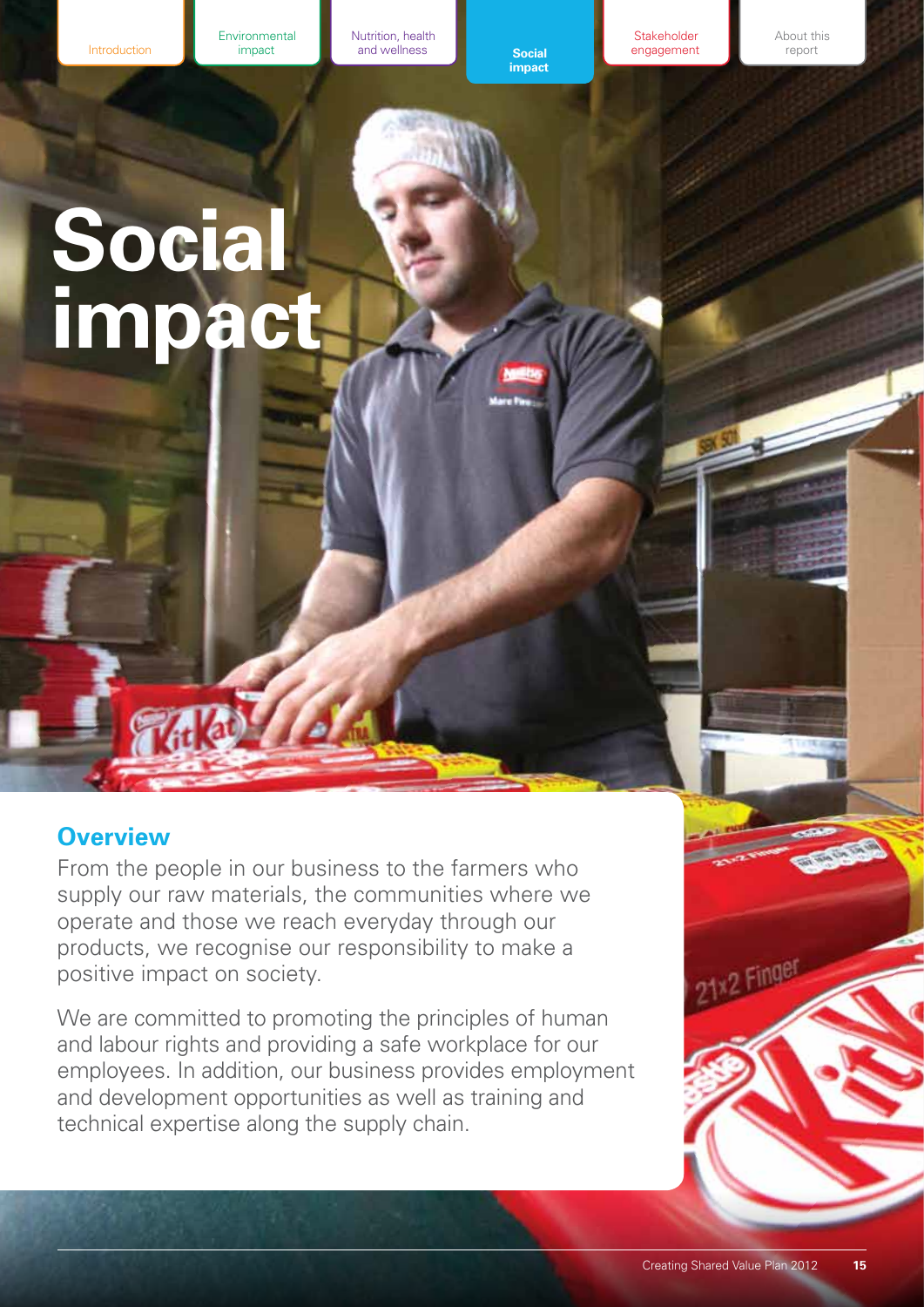# Social impact

## Overview

From the people in our business to the farmers who supply our raw materials, the communities where we operate and those we reach everyday through our products, we recognise our responsibility to make a positive impact on society.

We are committed to promoting the principles of human and labour rights and providing a safe workplace for our employees. In addition, our business provides employment and development opportunities as well as training and technical expertise along the supply chain.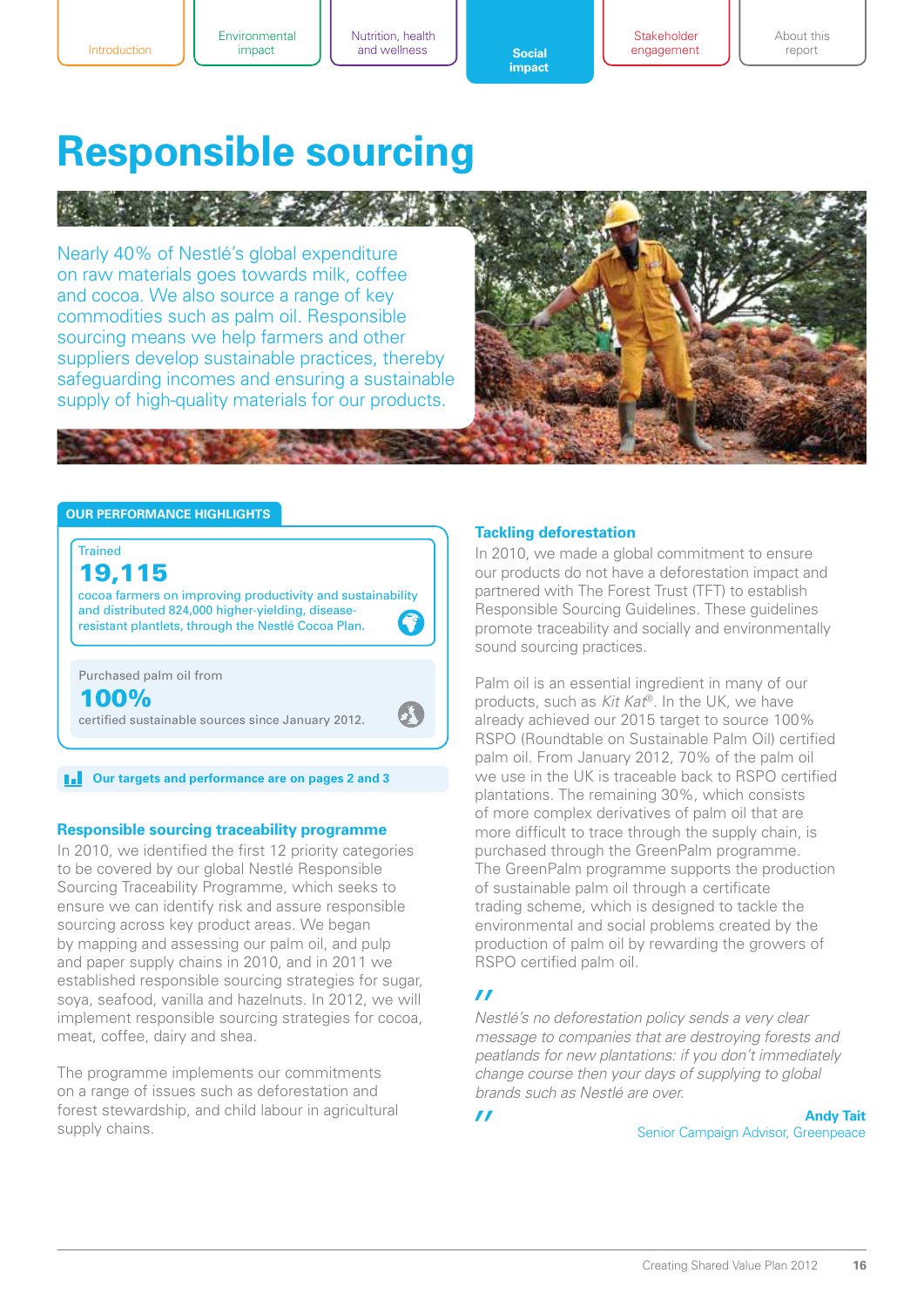# Responsible sourcing

Nearly 40% of Nestlé's global expenditure on raw materials goes towards milk, coffee and cocoa. We also source a range of key commodities such as palm oil. Responsible sourcing means we help farmers and other suppliers develop sustainable practices, thereby safeguarding incomes and ensuring a sustainable supply of high-quality materials for our products.

## OUR PERFORMANCE HIGHLIGHTS

Trained

**19,115**

cocoa farmers on improving productivity and sustainability and distributed 824,000 higher-yielding, disease-resistant plantlets, through the Nestlé Cocoa Plan.

Purchased palm oil from

**100%**

certified sustainable sources since January 2012.

**Our targets and performance are on pages 2 and 3**

### Responsible sourcing traceability programme

In 2010, we identified the first 12 priority categories to be covered by our global Nestlé Responsible Sourcing Traceability Programme, which seeks to ensure we can identify risk and assure responsible sourcing across key product areas. We began by mapping and assessing our palm oil, and pulp and paper supply chains in 2010, and in 2011 we established responsible sourcing strategies for sugar, soya, seafood, vanilla and hazelnuts. In 2012, we will implement responsible sourcing strategies for cocoa, meat, coffee, dairy and shea.

The programme implements our commitments on a range of issues such as deforestation and forest stewardship, and child labour in agricultural supply chains.

### Tackling deforestation

In 2010, we made a global commitment to ensure our products do not have a deforestation impact and partnered with The Forest Trust (TFT) to establish Responsible Sourcing Guidelines. These guidelines promote traceability and socially and environmentally sound sourcing practices.

Palm oil is an essential ingredient in many of our products, such as *Kit Kat*®. In the UK, we have already achieved our 2015 target to source 100% RSPO (Roundtable on Sustainable Palm Oil) certified palm oil. From January 2012, 70% of the palm oil we use in the UK is traceable back to RSPO certified plantations. The remaining 30%, which consists of more complex derivatives of palm oil that are more difficult to trace through the supply chain, is purchased through the GreenPalm programme. The GreenPalm programme supports the production of sustainable palm oil through a certificate trading scheme, which is designed to tackle the environmental and social problems created by the production of palm oil by rewarding the growers of RSPO certified palm oil.

> *Nestlé's no deforestation policy sends a very clear message to companies that are destroying forests and peatlands for new plantations: if you don't immediately change course then your days of supplying to global brands such as Nestlé are over.*
>
> **Andy Tait**
> Senior Campaign Advisor, Greenpeace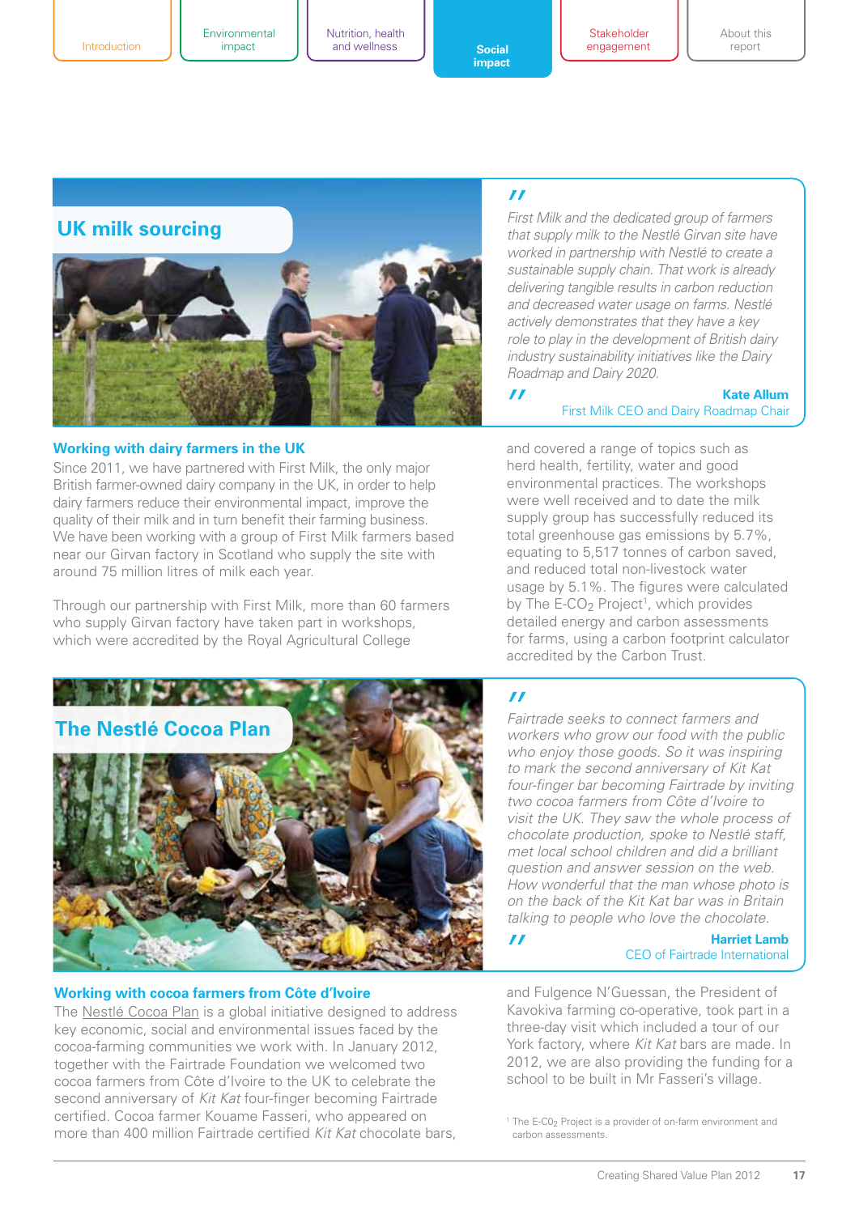## UK milk sourcing

> *First Milk and the dedicated group of farmers that supply milk to the Nestlé Girvan site have worked in partnership with Nestlé to create a sustainable supply chain. That work is already delivering tangible results in carbon reduction and decreased water usage on farms. Nestlé actively demonstrates that they have a key role to play in the development of British dairy industry sustainability initiatives like the Dairy Roadmap and Dairy 2020.*
>
> **Kate Allum**
> First Milk CEO and Dairy Roadmap Chair

### Working with dairy farmers in the UK

Since 2011, we have partnered with First Milk, the only major British farmer-owned dairy company in the UK, in order to help dairy farmers reduce their environmental impact, improve the quality of their milk and in turn benefit their farming business. We have been working with a group of First Milk farmers based near our Girvan factory in Scotland who supply the site with around 75 million litres of milk each year.

Through our partnership with First Milk, more than 60 farmers who supply Girvan factory have taken part in workshops, which were accredited by the Royal Agricultural College and covered a range of topics such as herd health, fertility, water and good environmental practices. The workshops were well received and to date the milk supply group has successfully reduced its total greenhouse gas emissions by 5.7%, equating to 5,517 tonnes of carbon saved, and reduced total non-livestock water usage by 5.1%. The figures were calculated by The E-$CO_2$ Project[1], which provides detailed energy and carbon assessments for farms, using a carbon footprint calculator accredited by the Carbon Trust.

## The Nestlé Cocoa Plan

> *Fairtrade seeks to connect farmers and workers who grow our food with the public who enjoy those goods. So it was inspiring to mark the second anniversary of Kit Kat four-finger bar becoming Fairtrade by inviting two cocoa farmers from Côte d'Ivoire to visit the UK. They saw the whole process of chocolate production, spoke to Nestlé staff, met local school children and did a brilliant question and answer session on the web. How wonderful that the man whose photo is on the back of the Kit Kat bar was in Britain talking to people who love the chocolate.*
>
> **Harriet Lamb**
> CEO of Fairtrade International

### Working with cocoa farmers from Côte d'Ivoire

The Nestlé Cocoa Plan is a global initiative designed to address key economic, social and environmental issues faced by the cocoa-farming communities we work with. In January 2012, together with the Fairtrade Foundation we welcomed two cocoa farmers from Côte d'Ivoire to the UK to celebrate the second anniversary of *Kit Kat* four-finger becoming Fairtrade certified. Cocoa farmer Kouame Fasseri, who appeared on more than 400 million Fairtrade certified *Kit Kat* chocolate bars, and Fulgence N'Guessan, the President of Kavokiva farming co-operative, took part in a three-day visit which included a tour of our York factory, where *Kit Kat* bars are made. In 2012, we are also providing the funding for a school to be built in Mr Fasseri's village.

[1] The E-$CO_2$ Project is a provider of on-farm environment and carbon assessments.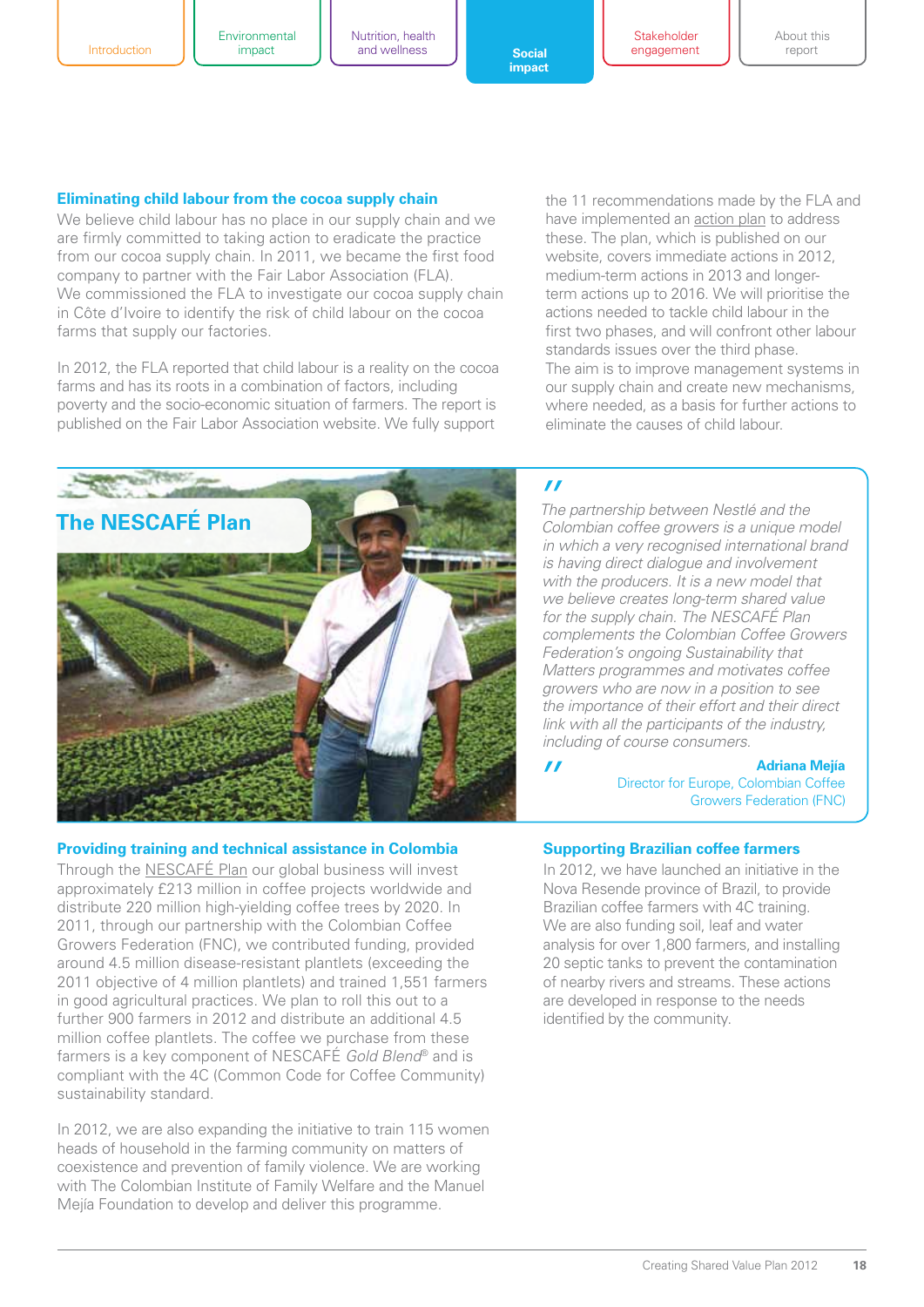## Eliminating child labour from the cocoa supply chain

We believe child labour has no place in our supply chain and we are firmly committed to taking action to eradicate the practice from our cocoa supply chain. In 2011, we became the first food company to partner with the Fair Labor Association (FLA). We commissioned the FLA to investigate our cocoa supply chain in Côte d'Ivoire to identify the risk of child labour on the cocoa farms that supply our factories.

In 2012, the FLA reported that child labour is a reality on the cocoa farms and has its roots in a combination of factors, including poverty and the socio-economic situation of farmers. The report is published on the Fair Labor Association website. We fully support the 11 recommendations made by the FLA and have implemented an action plan to address these. The plan, which is published on our website, covers immediate actions in 2012, medium-term actions in 2013 and longer-term actions up to 2016. We will prioritise the actions needed to tackle child labour in the first two phases, and will confront other labour standards issues over the third phase. The aim is to improve management systems in our supply chain and create new mechanisms, where needed, as a basis for further actions to eliminate the causes of child labour.

## The NESCAFÉ Plan

*"The partnership between Nestlé and the Colombian coffee growers is a unique model in which a very recognised international brand is having direct dialogue and involvement with the producers. It is a new model that we believe creates long-term shared value for the supply chain. The NESCAFÉ Plan complements the Colombian Coffee Growers Federation's ongoing Sustainability that Matters programmes and motivates coffee growers who are now in a position to see the importance of their effort and their direct link with all the participants of the industry, including of course consumers."*

**Adriana Mejía**
Director for Europe, Colombian Coffee Growers Federation (FNC)

### Providing training and technical assistance in Colombia

Through the NESCAFÉ Plan our global business will invest approximately £213 million in coffee projects worldwide and distribute 220 million high-yielding coffee trees by 2020. In 2011, through our partnership with the Colombian Coffee Growers Federation (FNC), we contributed funding, provided around 4.5 million disease-resistant plantlets (exceeding the 2011 objective of 4 million plantlets) and trained 1,551 farmers in good agricultural practices. We plan to roll this out to a further 900 farmers in 2012 and distribute an additional 4.5 million coffee plantlets. The coffee we purchase from these farmers is a key component of NESCAFÉ *Gold Blend*® and is compliant with the 4C (Common Code for Coffee Community) sustainability standard.

In 2012, we are also expanding the initiative to train 115 women heads of household in the farming community on matters of coexistence and prevention of family violence. We are working with The Colombian Institute of Family Welfare and the Manuel Mejía Foundation to develop and deliver this programme.

### Supporting Brazilian coffee farmers

In 2012, we have launched an initiative in the Nova Resende province of Brazil, to provide Brazilian coffee farmers with 4C training. We are also funding soil, leaf and water analysis for over 1,800 farmers, and installing 20 septic tanks to prevent the contamination of nearby rivers and streams. These actions are developed in response to the needs identified by the community.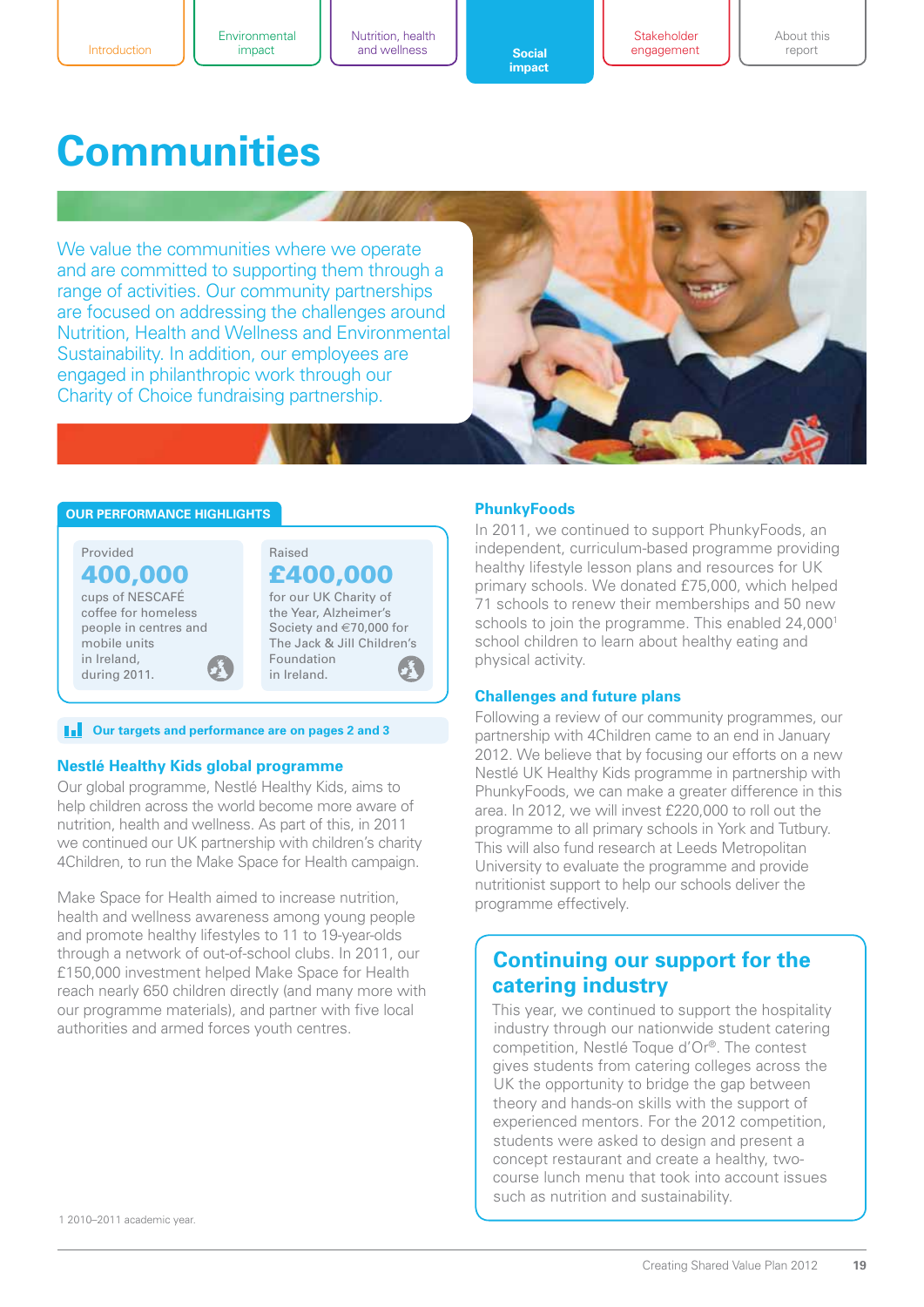# Communities

We value the communities where we operate and are committed to supporting them through a range of activities. Our community partnerships are focused on addressing the challenges around Nutrition, Health and Wellness and Environmental Sustainability. In addition, our employees are engaged in philanthropic work through our Charity of Choice fundraising partnership.

## OUR PERFORMANCE HIGHLIGHTS

Provided
**400,000**
cups of NESCAFÉ coffee for homeless people in centres and mobile units in Ireland, during 2011.

Raised
**£400,000**
for our UK Charity of the Year, Alzheimer's Society and €70,000 for The Jack & Jill Children's Foundation in Ireland.

**Our targets and performance are on pages 2 and 3**

### Nestlé Healthy Kids global programme

Our global programme, Nestlé Healthy Kids, aims to help children across the world become more aware of nutrition, health and wellness. As part of this, in 2011 we continued our UK partnership with children's charity 4Children, to run the Make Space for Health campaign.

Make Space for Health aimed to increase nutrition, health and wellness awareness among young people and promote healthy lifestyles to 11 to 19-year-olds through a network of out-of-school clubs. In 2011, our £150,000 investment helped Make Space for Health reach nearly 650 children directly (and many more with our programme materials), and partner with five local authorities and armed forces youth centres.

### PhunkyFoods

In 2011, we continued to support PhunkyFoods, an independent, curriculum-based programme providing healthy lifestyle lesson plans and resources for UK primary schools. We donated £75,000, which helped 71 schools to renew their memberships and 50 new schools to join the programme. This enabled 24,000[1] school children to learn about healthy eating and physical activity.

### Challenges and future plans

Following a review of our community programmes, our partnership with 4Children came to an end in January 2012. We believe that by focusing our efforts on a new Nestlé UK Healthy Kids programme in partnership with PhunkyFoods, we can make a greater difference in this area. In 2012, we will invest £220,000 to roll out the programme to all primary schools in York and Tutbury. This will also fund research at Leeds Metropolitan University to evaluate the programme and provide nutritionist support to help our schools deliver the programme effectively.

## Continuing our support for the catering industry

This year, we continued to support the hospitality industry through our nationwide student catering competition, Nestlé Toque d'Or®. The contest gives students from catering colleges across the UK the opportunity to bridge the gap between theory and hands-on skills with the support of experienced mentors. For the 2012 competition, students were asked to design and present a concept restaurant and create a healthy, two-course lunch menu that took into account issues such as nutrition and sustainability.

1 2010–2011 academic year.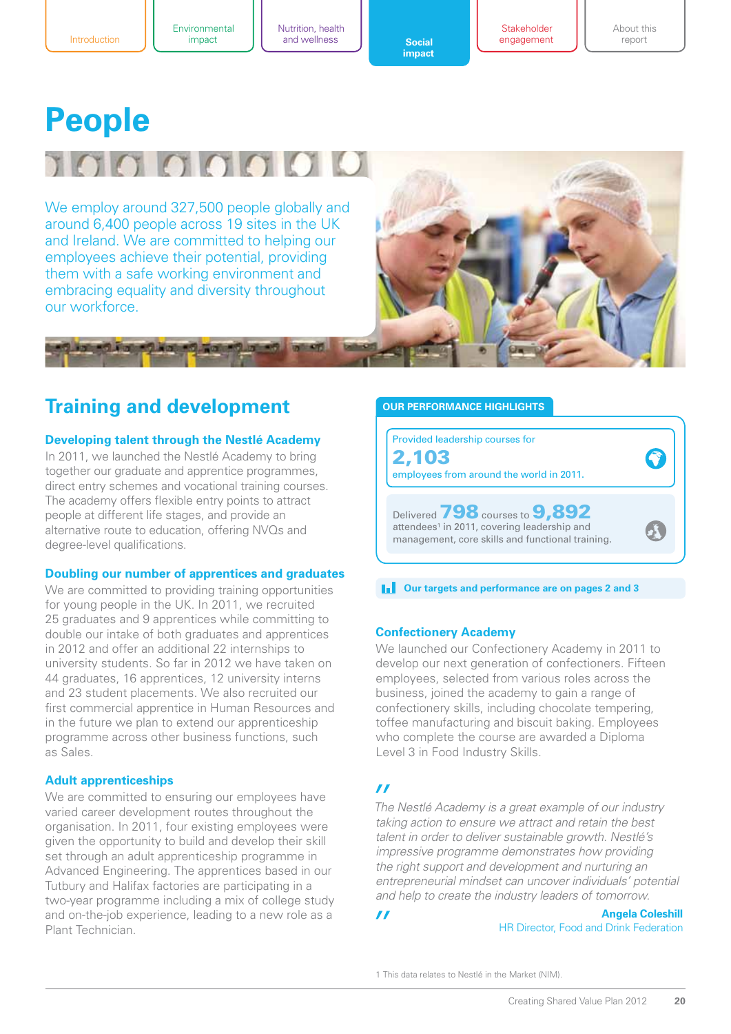# People

We employ around 327,500 people globally and around 6,400 people across 19 sites in the UK and Ireland. We are committed to helping our employees achieve their potential, providing them with a safe working environment and embracing equality and diversity throughout our workforce.

## Training and development

### Developing talent through the Nestlé Academy

In 2011, we launched the Nestlé Academy to bring together our graduate and apprentice programmes, direct entry schemes and vocational training courses. The academy offers flexible entry points to attract people at different life stages, and provide an alternative route to education, offering NVQs and degree-level qualifications.

### Doubling our number of apprentices and graduates

We are committed to providing training opportunities for young people in the UK. In 2011, we recruited 25 graduates and 9 apprentices while committing to double our intake of both graduates and apprentices in 2012 and offer an additional 22 internships to university students. So far in 2012 we have taken on 44 graduates, 16 apprentices, 12 university interns and 23 student placements. We also recruited our first commercial apprentice in Human Resources and in the future we plan to extend our apprenticeship programme across other business functions, such as Sales.

### Adult apprenticeships

We are committed to ensuring our employees have varied career development routes throughout the organisation. In 2011, four existing employees were given the opportunity to build and develop their skill set through an adult apprenticeship programme in Advanced Engineering. The apprentices based in our Tutbury and Halifax factories are participating in a two-year programme including a mix of college study and on-the-job experience, leading to a new role as a Plant Technician.

**OUR PERFORMANCE HIGHLIGHTS**

Provided leadership courses for **2,103** employees from around the world in 2011.

Delivered **798** courses to **9,892** attendees[1] in 2011, covering leadership and management, core skills and functional training.

**Our targets and performance are on pages 2 and 3**

### Confectionery Academy

We launched our Confectionery Academy in 2011 to develop our next generation of confectioners. Fifteen employees, selected from various roles across the business, joined the academy to gain a range of confectionery skills, including chocolate tempering, toffee manufacturing and biscuit baking. Employees who complete the course are awarded a Diploma Level 3 in Food Industry Skills.

> *The Nestlé Academy is a great example of our industry taking action to ensure we attract and retain the best talent in order to deliver sustainable growth. Nestlé's impressive programme demonstrates how providing the right support and development and nurturing an entrepreneurial mindset can uncover individuals' potential and help to create the industry leaders of tomorrow.*
>
> **Angela Coleshill**
> HR Director, Food and Drink Federation

1 This data relates to Nestlé in the Market (NIM).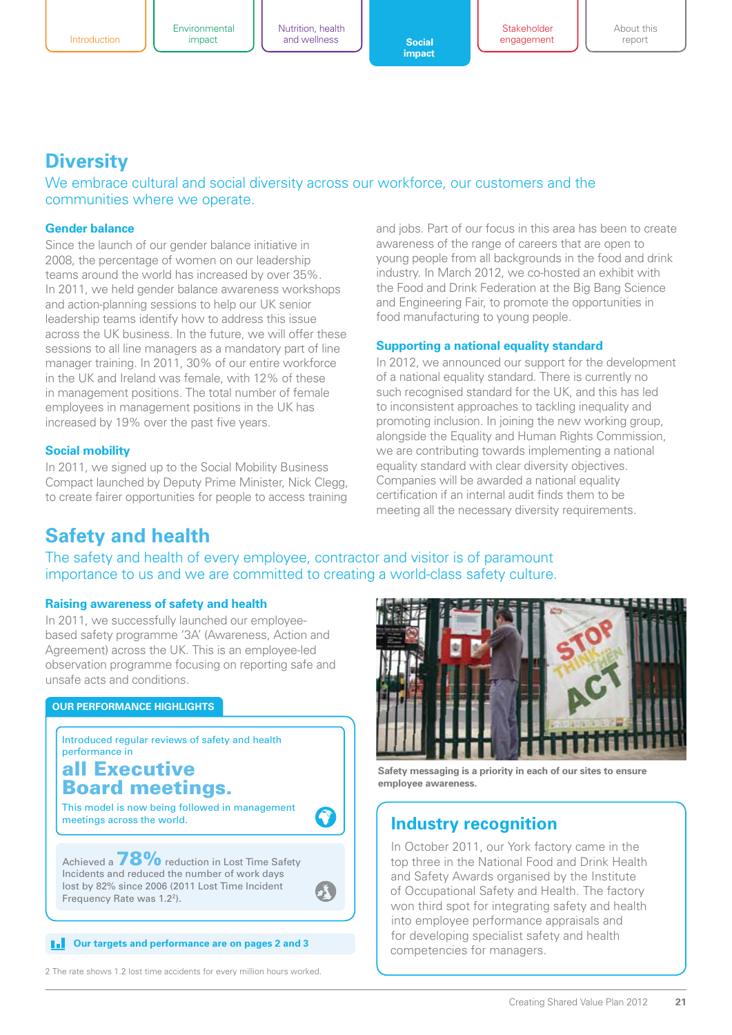## Diversity

We embrace cultural and social diversity across our workforce, our customers and the communities where we operate.

### Gender balance

Since the launch of our gender balance initiative in 2008, the percentage of women on our leadership teams around the world has increased by over 35%. In 2011, we held gender balance awareness workshops and action-planning sessions to help our UK senior leadership teams identify how to address this issue across the UK business. In the future, we will offer these sessions to all line managers as a mandatory part of line manager training. In 2011, 30% of our entire workforce in the UK and Ireland was female, with 12% of these in management positions. The total number of female employees in management positions in the UK has increased by 19% over the past five years.

### Social mobility

In 2011, we signed up to the Social Mobility Business Compact launched by Deputy Prime Minister, Nick Clegg, to create fairer opportunities for people to access training and jobs. Part of our focus in this area has been to create awareness of the range of careers that are open to young people from all backgrounds in the food and drink industry. In March 2012, we co-hosted an exhibit with the Food and Drink Federation at the Big Bang Science and Engineering Fair, to promote the opportunities in food manufacturing to young people.

### Supporting a national equality standard

In 2012, we announced our support for the development of a national equality standard. There is currently no such recognised standard for the UK, and this has led to inconsistent approaches to tackling inequality and promoting inclusion. In joining the new working group, alongside the Equality and Human Rights Commission, we are contributing towards implementing a national equality standard with clear diversity objectives. Companies will be awarded a national equality certification if an internal audit finds them to be meeting all the necessary diversity requirements.

## Safety and health

The safety and health of every employee, contractor and visitor is of paramount importance to us and we are committed to creating a world-class safety culture.

### Raising awareness of safety and health

In 2011, we successfully launched our employee-based safety programme '3A' (Awareness, Action and Agreement) across the UK. This is an employee-led observation programme focusing on reporting safe and unsafe acts and conditions.

**OUR PERFORMANCE HIGHLIGHTS**

Introduced regular reviews of safety and health performance in **all Executive Board meetings.** This model is now being followed in management meetings across the world.

Achieved a **78%** reduction in Lost Time Safety Incidents and reduced the number of work days lost by 82% since 2006 (2011 Lost Time Incident Frequency Rate was 1.2[2]).

**Our targets and performance are on pages 2 and 3**

2 The rate shows 1.2 lost time accidents for every million hours worked.

Safety messaging is a priority in each of our sites to ensure employee awareness.

### Industry recognition

In October 2011, our York factory came in the top three in the National Food and Drink Health and Safety Awards organised by the Institute of Occupational Safety and Health. The factory won third spot for integrating safety and health into employee performance appraisals and for developing specialist safety and health competencies for managers.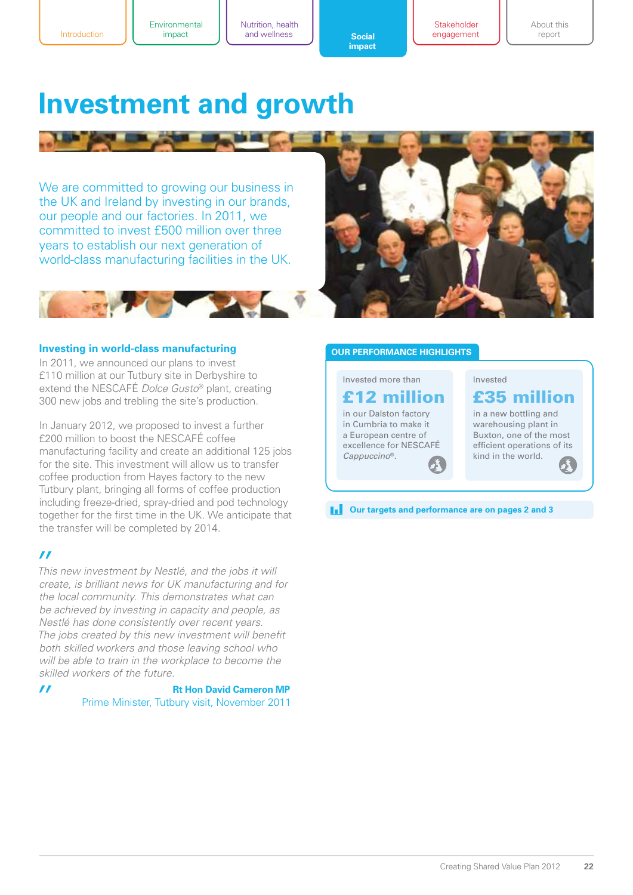# Investment and growth

We are committed to growing our business in the UK and Ireland by investing in our brands, our people and our factories. In 2011, we committed to invest £500 million over three years to establish our next generation of world-class manufacturing facilities in the UK.

### Investing in world-class manufacturing

In 2011, we announced our plans to invest £110 million at our Tutbury site in Derbyshire to extend the NESCAFÉ *Dolce Gusto*® plant, creating 300 new jobs and trebling the site's production.

In January 2012, we proposed to invest a further £200 million to boost the NESCAFÉ coffee manufacturing facility and create an additional 125 jobs for the site. This investment will allow us to transfer coffee production from Hayes factory to the new Tutbury plant, bringing all forms of coffee production including freeze-dried, spray-dried and pod technology together for the first time in the UK. We anticipate that the transfer will be completed by 2014.

> *This new investment by Nestlé, and the jobs it will create, is brilliant news for UK manufacturing and for the local community. This demonstrates what can be achieved by investing in capacity and people, as Nestlé has done consistently over recent years. The jobs created by this new investment will benefit both skilled workers and those leaving school who will be able to train in the workplace to become the skilled workers of the future.*
>
> **Rt Hon David Cameron MP**
> Prime Minister, Tutbury visit, November 2011

### OUR PERFORMANCE HIGHLIGHTS

Invested more than
**£12 million**
in our Dalston factory in Cumbria to make it a European centre of excellence for NESCAFÉ *Cappuccino*®.

Invested
**£35 million**
in a new bottling and warehousing plant in Buxton, one of the most efficient operations of its kind in the world.

**Our targets and performance are on pages 2 and 3**